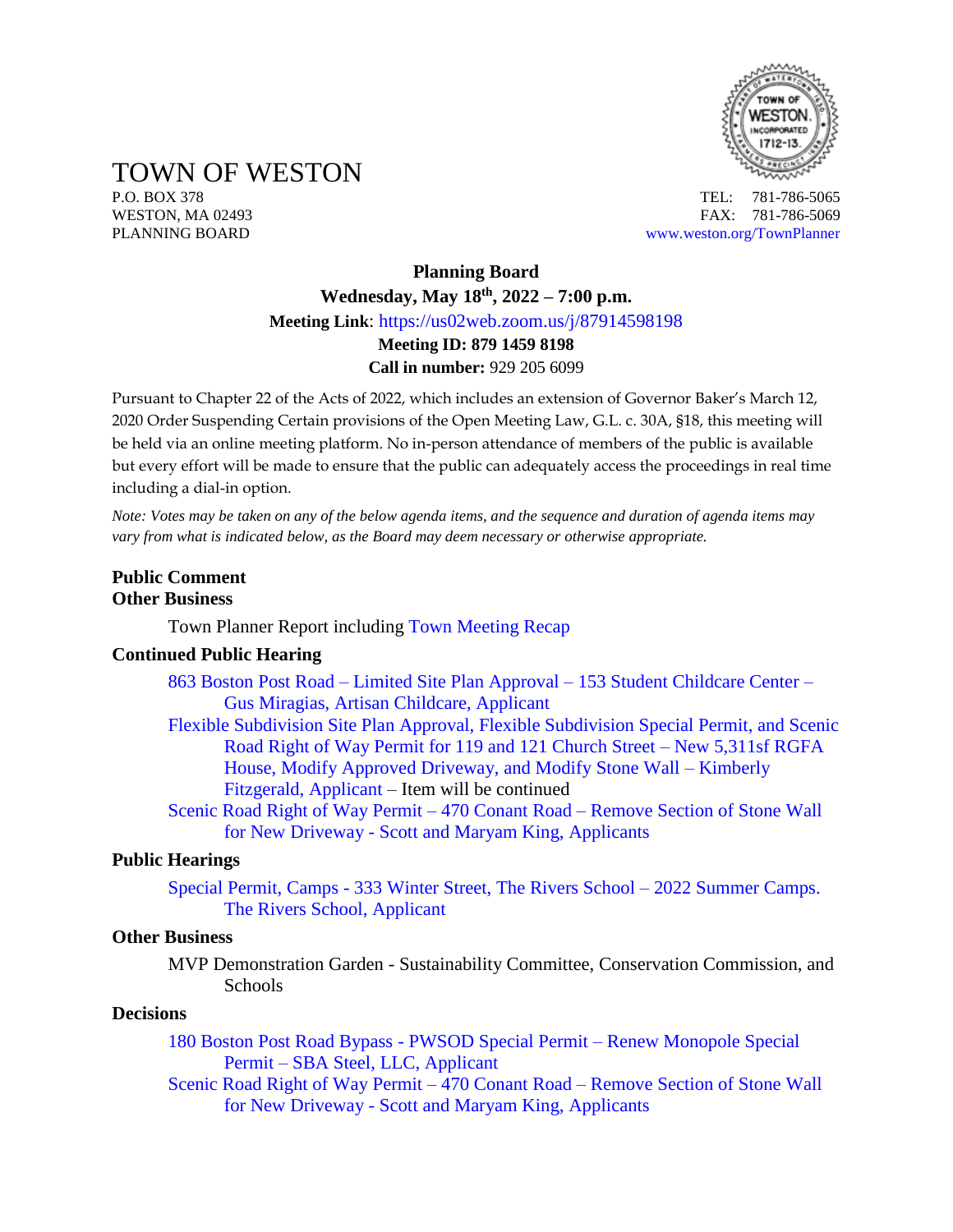# TOWN OF WESTON

P.O. BOX 378
WESTON, MA 02493
PLANNING BOARD

TEL: 781-786-5065
FAX: 781-786-5069
www.weston.org/TownPlanner

**Planning Board**

**Wednesday, May 18th, 2022 – 7:00 p.m.**

**Meeting Link**: https://us02web.zoom.us/j/87914598198

**Meeting ID: 879 1459 8198**

**Call in number:** 929 205 6099

Pursuant to Chapter 22 of the Acts of 2022, which includes an extension of Governor Baker's March 12, 2020 Order Suspending Certain provisions of the Open Meeting Law, G.L. c. 30A, §18, this meeting will be held via an online meeting platform. No in-person attendance of members of the public is available but every effort will be made to ensure that the public can adequately access the proceedings in real time including a dial-in option.

*Note: Votes may be taken on any of the below agenda items, and the sequence and duration of agenda items may vary from what is indicated below, as the Board may deem necessary or otherwise appropriate.*

**Public Comment**

**Other Business**

Town Planner Report including Town Meeting Recap

**Continued Public Hearing**

863 Boston Post Road – Limited Site Plan Approval – 153 Student Childcare Center – Gus Miragias, Artisan Childcare, Applicant

Flexible Subdivision Site Plan Approval, Flexible Subdivision Special Permit, and Scenic Road Right of Way Permit for 119 and 121 Church Street – New 5,311sf RGFA House, Modify Approved Driveway, and Modify Stone Wall – Kimberly Fitzgerald, Applicant – Item will be continued

Scenic Road Right of Way Permit – 470 Conant Road – Remove Section of Stone Wall for New Driveway - Scott and Maryam King, Applicants

**Public Hearings**

Special Permit, Camps - 333 Winter Street, The Rivers School – 2022 Summer Camps. The Rivers School, Applicant

**Other Business**

MVP Demonstration Garden - Sustainability Committee, Conservation Commission, and Schools

**Decisions**

180 Boston Post Road Bypass - PWSOD Special Permit – Renew Monopole Special Permit – SBA Steel, LLC, Applicant

Scenic Road Right of Way Permit – 470 Conant Road – Remove Section of Stone Wall for New Driveway - Scott and Maryam King, Applicants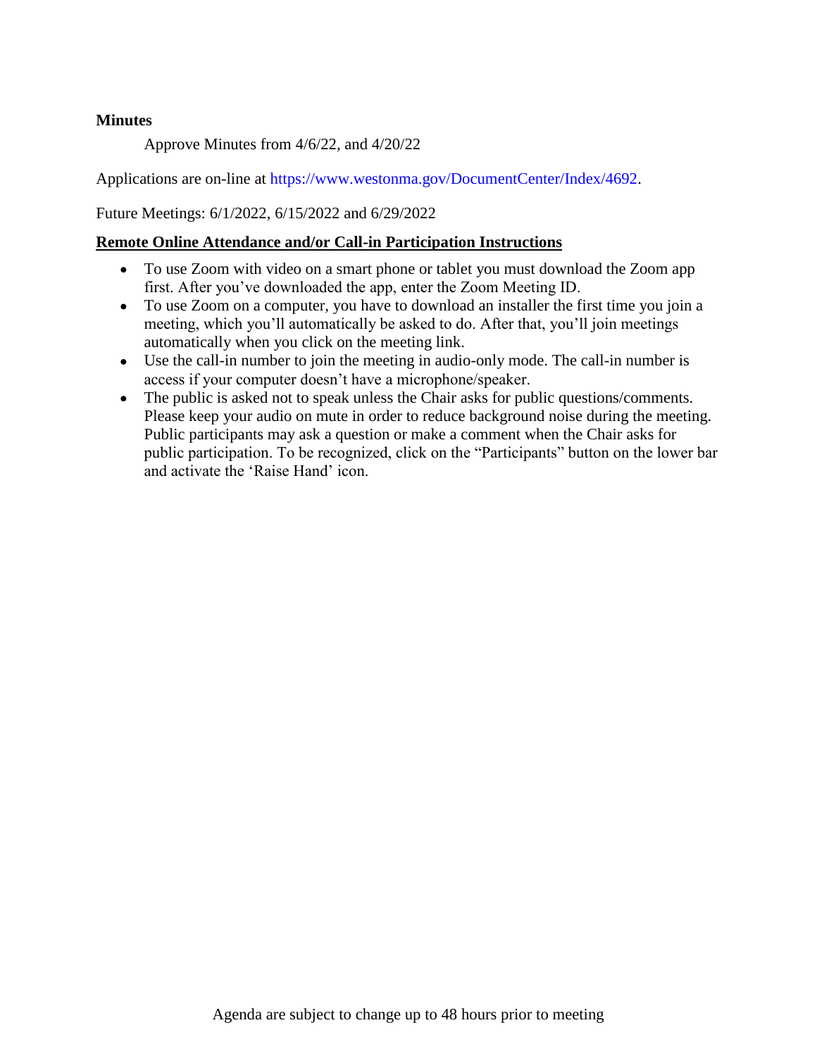**Minutes**

Approve Minutes from 4/6/22, and 4/20/22

Applications are on-line at https://www.westonma.gov/DocumentCenter/Index/4692.

Future Meetings: 6/1/2022, 6/15/2022 and 6/29/2022

**Remote Online Attendance and/or Call-in Participation Instructions**

- To use Zoom with video on a smart phone or tablet you must download the Zoom app first. After you've downloaded the app, enter the Zoom Meeting ID.
- To use Zoom on a computer, you have to download an installer the first time you join a meeting, which you'll automatically be asked to do. After that, you'll join meetings automatically when you click on the meeting link.
- Use the call-in number to join the meeting in audio-only mode. The call-in number is access if your computer doesn't have a microphone/speaker.
- The public is asked not to speak unless the Chair asks for public questions/comments. Please keep your audio on mute in order to reduce background noise during the meeting. Public participants may ask a question or make a comment when the Chair asks for public participation. To be recognized, click on the "Participants" button on the lower bar and activate the 'Raise Hand' icon.

Agenda are subject to change up to 48 hours prior to meeting